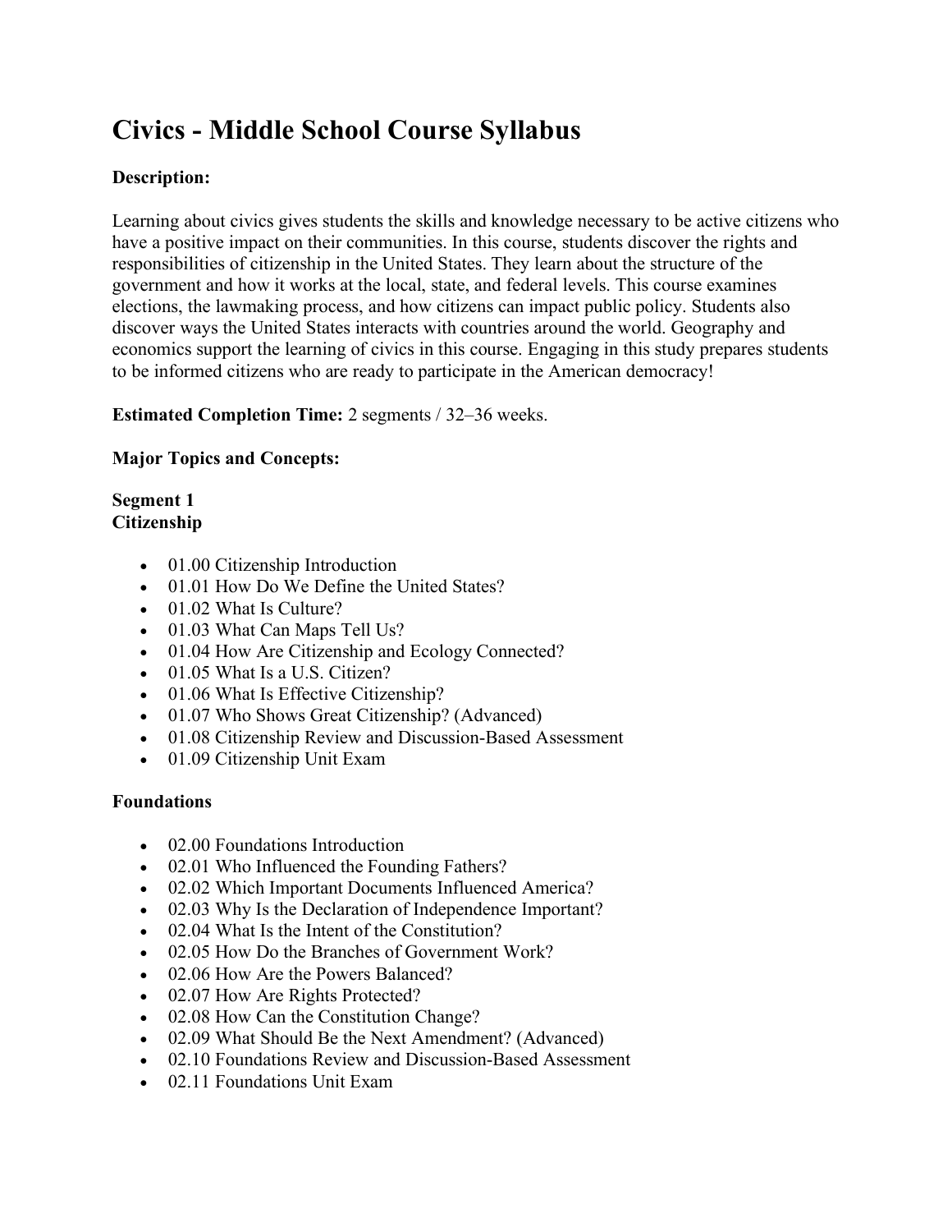# Civics - Middle School Course Syllabus

**Description:**

Learning about civics gives students the skills and knowledge necessary to be active citizens who have a positive impact on their communities. In this course, students discover the rights and responsibilities of citizenship in the United States. They learn about the structure of the government and how it works at the local, state, and federal levels. This course examines elections, the lawmaking process, and how citizens can impact public policy. Students also discover ways the United States interacts with countries around the world. Geography and economics support the learning of civics in this course. Engaging in this study prepares students to be informed citizens who are ready to participate in the American democracy!

**Estimated Completion Time:** 2 segments / 32–36 weeks.

**Major Topics and Concepts:**

**Segment 1**
**Citizenship**

- 01.00 Citizenship Introduction
- 01.01 How Do We Define the United States?
- 01.02 What Is Culture?
- 01.03 What Can Maps Tell Us?
- 01.04 How Are Citizenship and Ecology Connected?
- 01.05 What Is a U.S. Citizen?
- 01.06 What Is Effective Citizenship?
- 01.07 Who Shows Great Citizenship? (Advanced)
- 01.08 Citizenship Review and Discussion-Based Assessment
- 01.09 Citizenship Unit Exam

**Foundations**

- 02.00 Foundations Introduction
- 02.01 Who Influenced the Founding Fathers?
- 02.02 Which Important Documents Influenced America?
- 02.03 Why Is the Declaration of Independence Important?
- 02.04 What Is the Intent of the Constitution?
- 02.05 How Do the Branches of Government Work?
- 02.06 How Are the Powers Balanced?
- 02.07 How Are Rights Protected?
- 02.08 How Can the Constitution Change?
- 02.09 What Should Be the Next Amendment? (Advanced)
- 02.10 Foundations Review and Discussion-Based Assessment
- 02.11 Foundations Unit Exam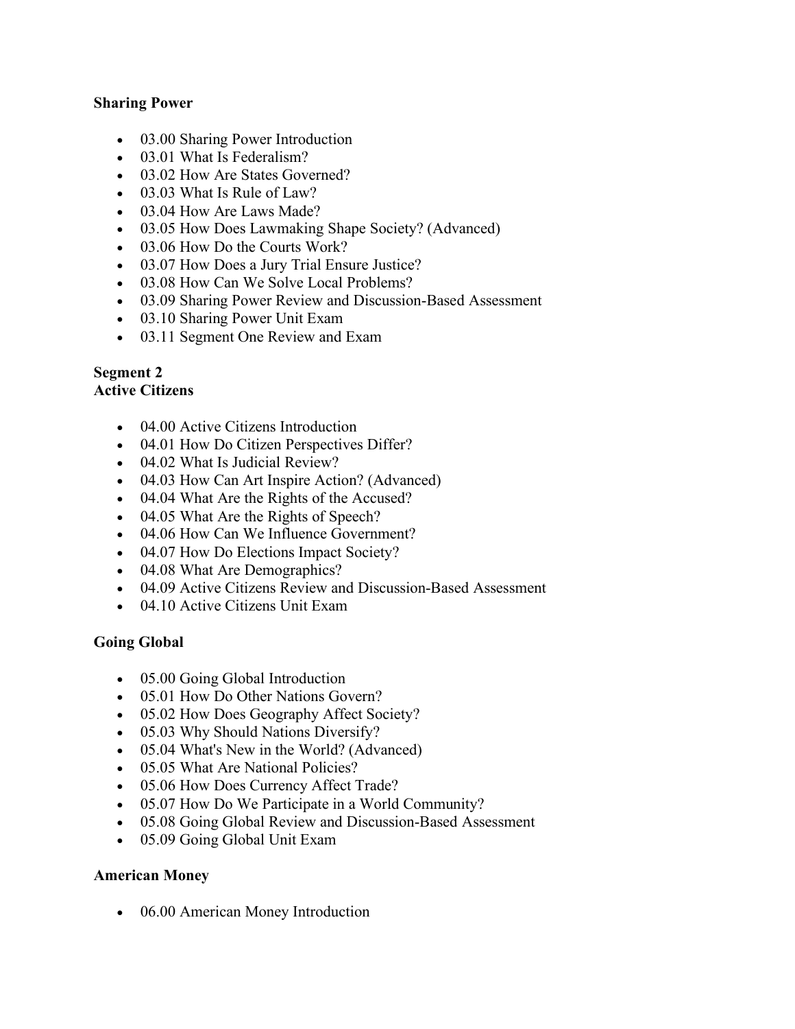**Sharing Power**

- 03.00 Sharing Power Introduction
- 03.01 What Is Federalism?
- 03.02 How Are States Governed?
- 03.03 What Is Rule of Law?
- 03.04 How Are Laws Made?
- 03.05 How Does Lawmaking Shape Society? (Advanced)
- 03.06 How Do the Courts Work?
- 03.07 How Does a Jury Trial Ensure Justice?
- 03.08 How Can We Solve Local Problems?
- 03.09 Sharing Power Review and Discussion-Based Assessment
- 03.10 Sharing Power Unit Exam
- 03.11 Segment One Review and Exam

**Segment 2**
**Active Citizens**

- 04.00 Active Citizens Introduction
- 04.01 How Do Citizen Perspectives Differ?
- 04.02 What Is Judicial Review?
- 04.03 How Can Art Inspire Action? (Advanced)
- 04.04 What Are the Rights of the Accused?
- 04.05 What Are the Rights of Speech?
- 04.06 How Can We Influence Government?
- 04.07 How Do Elections Impact Society?
- 04.08 What Are Demographics?
- 04.09 Active Citizens Review and Discussion-Based Assessment
- 04.10 Active Citizens Unit Exam

**Going Global**

- 05.00 Going Global Introduction
- 05.01 How Do Other Nations Govern?
- 05.02 How Does Geography Affect Society?
- 05.03 Why Should Nations Diversify?
- 05.04 What's New in the World? (Advanced)
- 05.05 What Are National Policies?
- 05.06 How Does Currency Affect Trade?
- 05.07 How Do We Participate in a World Community?
- 05.08 Going Global Review and Discussion-Based Assessment
- 05.09 Going Global Unit Exam

**American Money**

- 06.00 American Money Introduction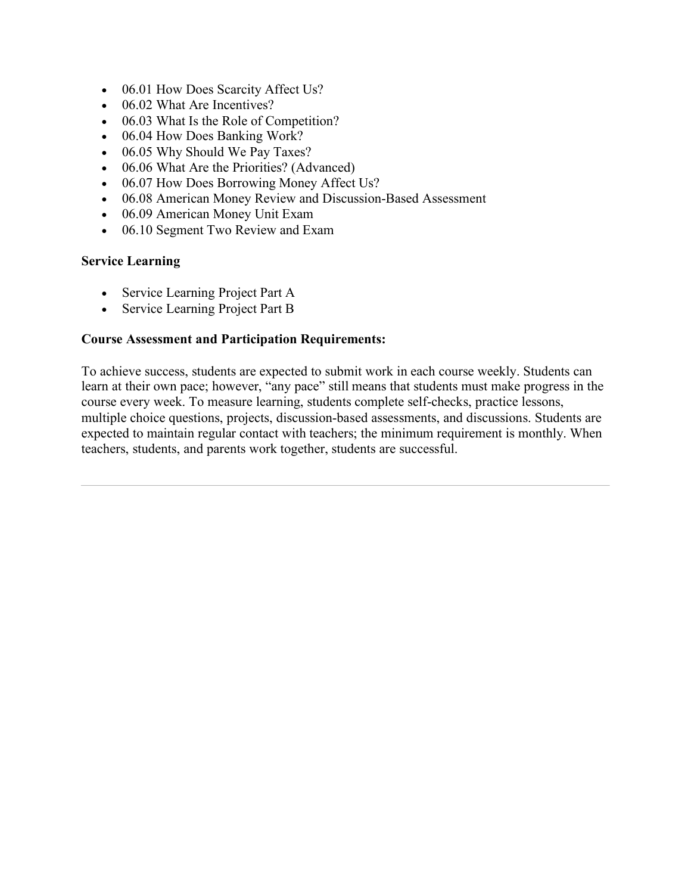- 06.01 How Does Scarcity Affect Us?
- 06.02 What Are Incentives?
- 06.03 What Is the Role of Competition?
- 06.04 How Does Banking Work?
- 06.05 Why Should We Pay Taxes?
- 06.06 What Are the Priorities? (Advanced)
- 06.07 How Does Borrowing Money Affect Us?
- 06.08 American Money Review and Discussion-Based Assessment
- 06.09 American Money Unit Exam
- 06.10 Segment Two Review and Exam

**Service Learning**

- Service Learning Project Part A
- Service Learning Project Part B

**Course Assessment and Participation Requirements:**

To achieve success, students are expected to submit work in each course weekly. Students can learn at their own pace; however, "any pace" still means that students must make progress in the course every week. To measure learning, students complete self-checks, practice lessons, multiple choice questions, projects, discussion-based assessments, and discussions. Students are expected to maintain regular contact with teachers; the minimum requirement is monthly. When teachers, students, and parents work together, students are successful.

---